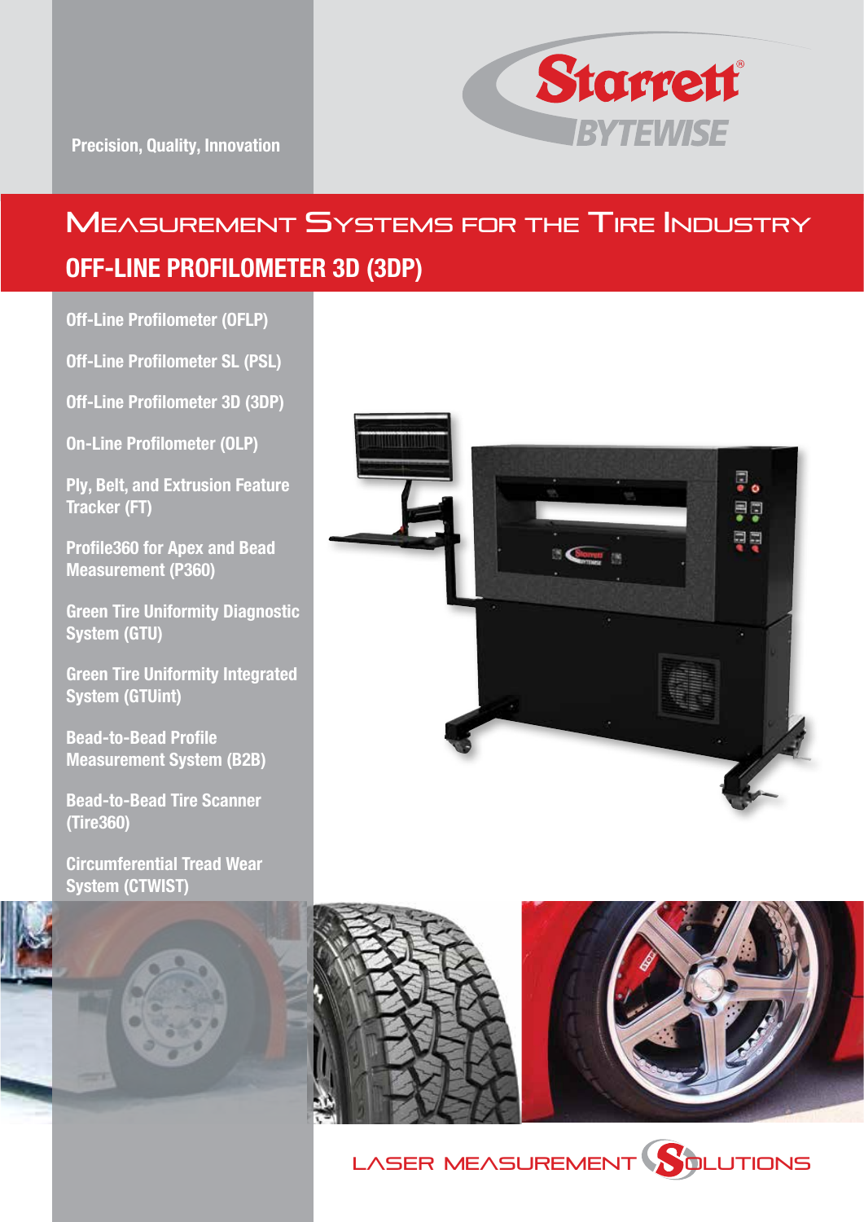Precision, Quality, Innovation

Starrett BYTEWISE

# Measurement Systems for the Tire Industry

## OFF-LINE PROFILOMETER 3D (3DP)

- Off-Line Profilometer (OFLP)
- Off-Line Profilometer SL (PSL)
- Off-Line Profilometer 3D (3DP)
- On-Line Profilometer (OLP)
- Ply, Belt, and Extrusion Feature Tracker (FT)
- Profile360 for Apex and Bead Measurement (P360)
- Green Tire Uniformity Diagnostic System (GTU)
- Green Tire Uniformity Integrated System (GTUint)
- Bead-to-Bead Profile Measurement System (B2B)
- Bead-to-Bead Tire Scanner (Tire360)
- Circumferential Tread Wear System (CTWIST)

LASER MEASUREMENT SOLUTIONS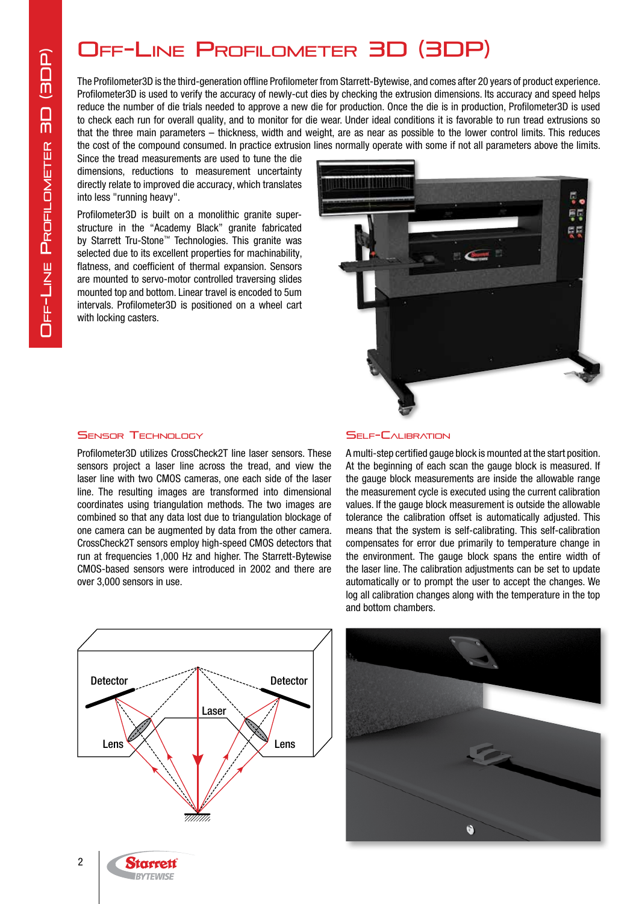# Off-Line Profilometer 3D (3DP)

The Profilometer3D is the third-generation offline Profilometer from Starrett-Bytewise, and comes after 20 years of product experience. Profilometer3D is used to verify the accuracy of newly-cut dies by checking the extrusion dimensions. Its accuracy and speed helps reduce the number of die trials needed to approve a new die for production. Once the die is in production, Profilometer3D is used to check each run for overall quality, and to monitor for die wear. Under ideal conditions it is favorable to run tread extrusions so that the three main parameters – thickness, width and weight, are as near as possible to the lower control limits. This reduces the cost of the compound consumed. In practice extrusion lines normally operate with some if not all parameters above the limits. Since the tread measurements are used to tune the die dimensions, reductions to measurement uncertainty directly relate to improved die accuracy, which translates into less "running heavy".

Profilometer3D is built on a monolithic granite super-structure in the "Academy Black" granite fabricated by Starrett Tru-Stone™ Technologies. This granite was selected due to its excellent properties for machinability, flatness, and coefficient of thermal expansion. Sensors are mounted to servo-motor controlled traversing slides mounted top and bottom. Linear travel is encoded to 5um intervals. Profilometer3D is positioned on a wheel cart with locking casters.

## Sensor Technology

Profilometer3D utilizes CrossCheck2T line laser sensors. These sensors project a laser line across the tread, and view the laser line with two CMOS cameras, one each side of the laser line. The resulting images are transformed into dimensional coordinates using triangulation methods. The two images are combined so that any data lost due to triangulation blockage of one camera can be augmented by data from the other camera. CrossCheck2T sensors employ high-speed CMOS detectors that run at frequencies 1,000 Hz and higher. The Starrett-Bytewise CMOS-based sensors were introduced in 2002 and there are over 3,000 sensors in use.

## Self-Calibration

A multi-step certified gauge block is mounted at the start position. At the beginning of each scan the gauge block is measured. If the gauge block measurements are inside the allowable range the measurement cycle is executed using the current calibration values. If the gauge block measurement is outside the allowable tolerance the calibration offset is automatically adjusted. This means that the system is self-calibrating. This self-calibration compensates for error due primarily to temperature change in the environment. The gauge block spans the entire width of the laser line. The calibration adjustments can be set to update automatically or to prompt the user to accept the changes. We log all calibration changes along with the temperature in the top and bottom chambers.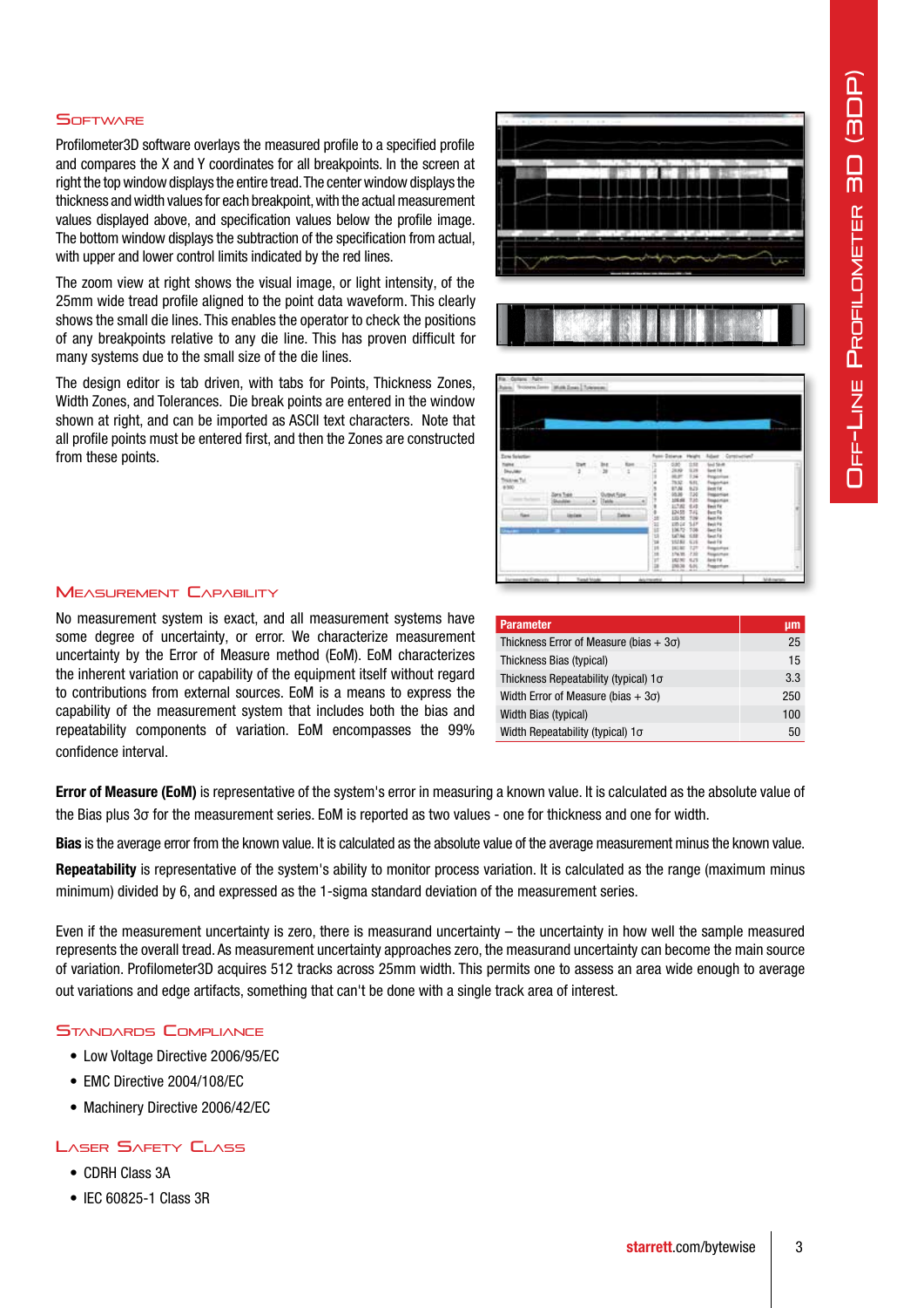## Software

Profilometer3D software overlays the measured profile to a specified profile and compares the X and Y coordinates for all breakpoints. In the screen at right the top window displays the entire tread. The center window displays the thickness and width values for each breakpoint, with the actual measurement values displayed above, and specification values below the profile image. The bottom window displays the subtraction of the specification from actual, with upper and lower control limits indicated by the red lines.

The zoom view at right shows the visual image, or light intensity, of the 25mm wide tread profile aligned to the point data waveform. This clearly shows the small die lines. This enables the operator to check the positions of any breakpoints relative to any die line. This has proven difficult for many systems due to the small size of the die lines.

The design editor is tab driven, with tabs for Points, Thickness Zones, Width Zones, and Tolerances. Die break points are entered in the window shown at right, and can be imported as ASCII text characters. Note that all profile points must be entered first, and then the Zones are constructed from these points.

## Measurement Capability

No measurement system is exact, and all measurement systems have some degree of uncertainty, or error. We characterize measurement uncertainty by the Error of Measure (EoM). EoM characterizes the inherent variation or capability of the equipment itself without regard to contributions from external sources. EoM is a means to express the capability of the measurement system that includes both the bias and repeatability components of variation. EoM encompasses the 99% confidence interval.

| Parameter | µm |
|---|---|
| Thickness Error of Measure (bias + 3σ) | 25 |
| Thickness Bias (typical) | 15 |
| Thickness Repeatability (typical) 1σ | 3.3 |
| Width Error of Measure (bias + 3σ) | 250 |
| Width Bias (typical) | 100 |
| Width Repeatability (typical) 1σ | 50 |

**Error of Measure (EoM)** is representative of the system's error in measuring a known value. It is calculated as the absolute value of the Bias plus 3σ for the measurement series. EoM is reported as two values - one for thickness and one for width.

**Bias** is the average error from the known value. It is calculated as the absolute value of the average measurement minus the known value.

**Repeatability** is representative of the system's ability to monitor process variation. It is calculated as the range (maximum minus minimum) divided by 6, and expressed as the 1-sigma standard deviation of the measurement series.

Even if the measurement uncertainty is zero, there is measurand uncertainty – the uncertainty in how well the sample measured represents the overall tread. As measurement uncertainty approaches zero, the measurand uncertainty can become the main source of variation. Profilometer3D acquires 512 tracks across 25mm width. This permits one to assess an area wide enough to average out variations and edge artifacts, something that can't be done with a single track area of interest.

## Standards Compliance

- Low Voltage Directive 2006/95/EC
- EMC Directive 2004/108/EC
- Machinery Directive 2006/42/EC

## Laser Safety Class

- CDRH Class 3A
- IEC 60825-1 Class 3R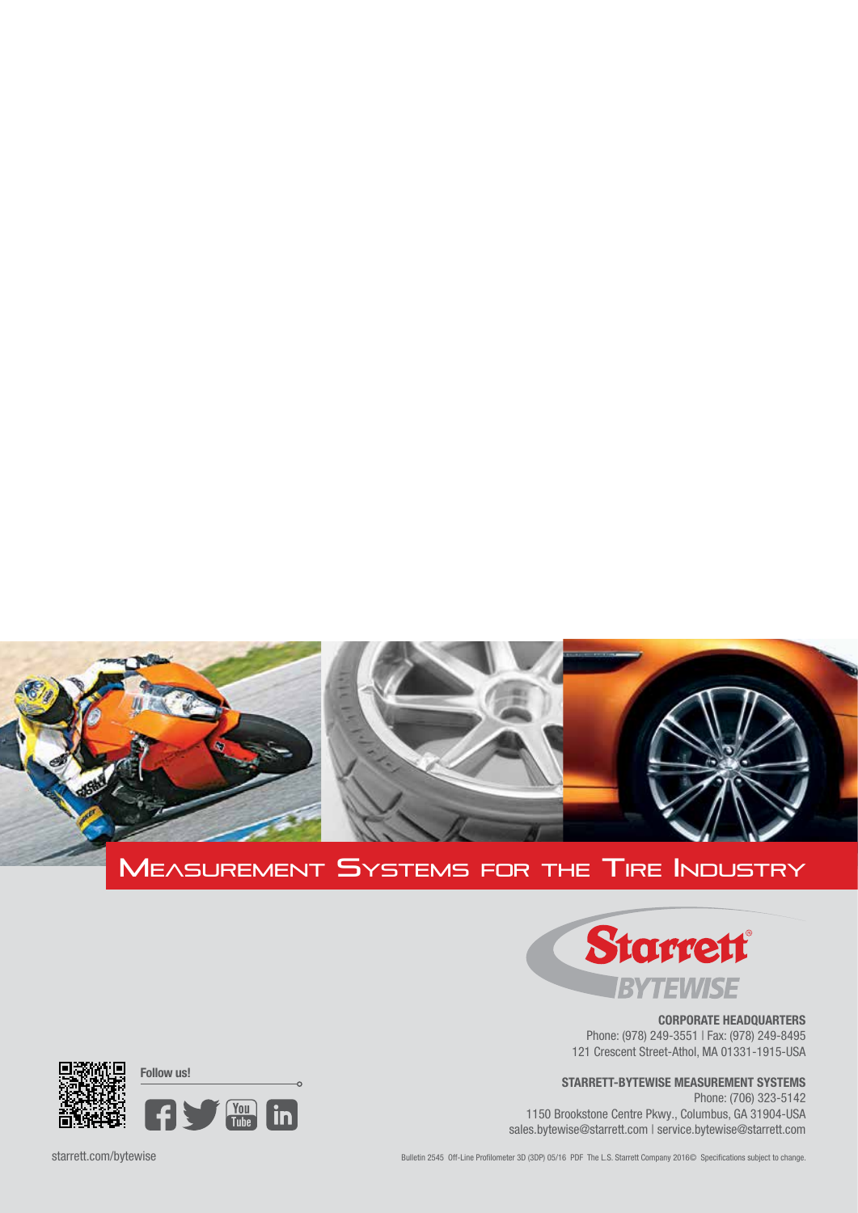# Measurement Systems for the Tire Industry

**CORPORATE HEADQUARTERS**
Phone: (978) 249-3551 | Fax: (978) 249-8495
121 Crescent Street-Athol, MA 01331-1915-USA

**Follow us!**

**STARRETT-BYTEWISE MEASUREMENT SYSTEMS**
Phone: (706) 323-5142
1150 Brookstone Centre Pkwy., Columbus, GA 31904-USA
sales.bytewise@starrett.com | service.bytewise@starrett.com

starrett.com/bytewise

Bulletin 2545 Off-Line Profilometer 3D (3DP) 05/16 PDF The L.S. Starrett Company 2016© Specifications subject to change.